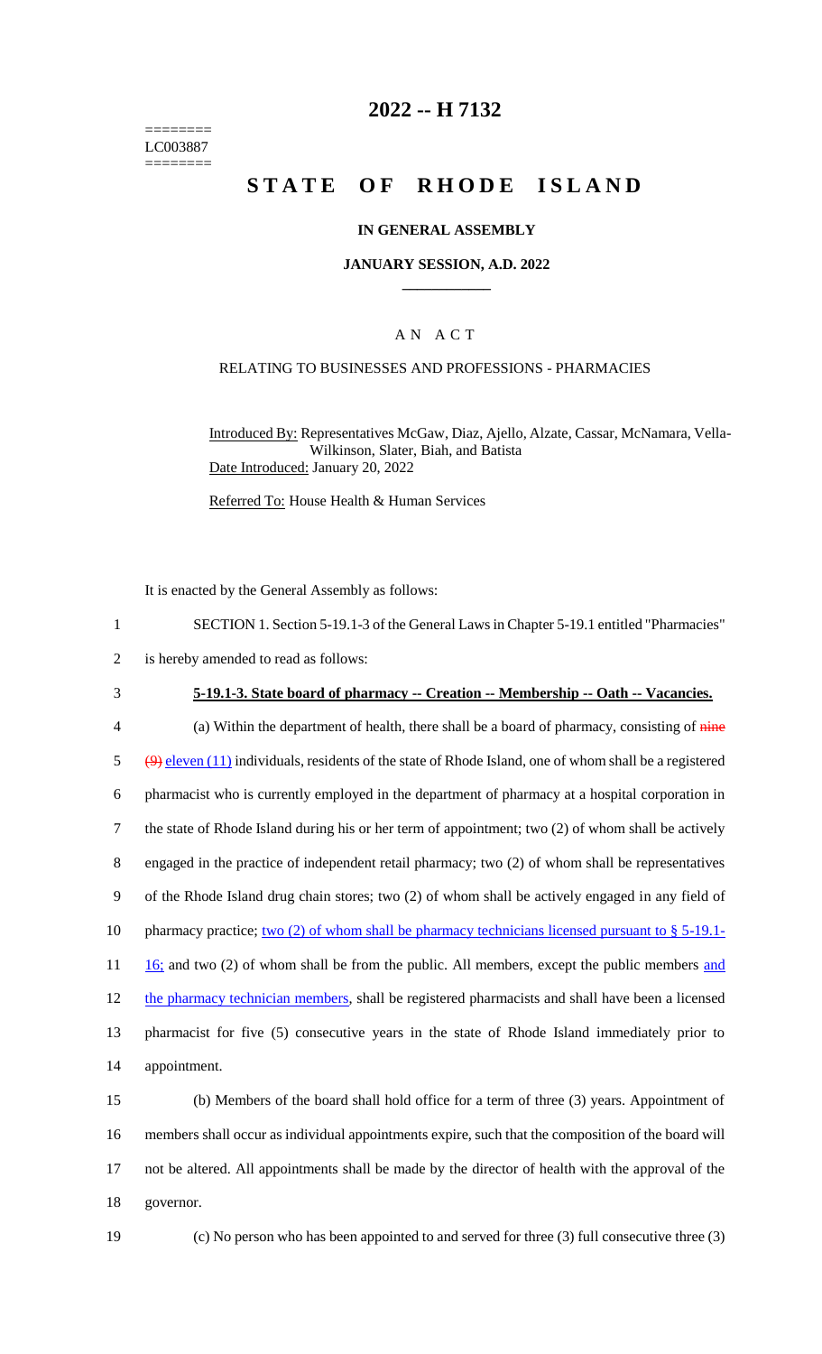========
LC003887
========

# 2022 -- H 7132

# STATE OF RHODE ISLAND

## IN GENERAL ASSEMBLY

### JANUARY SESSION, A.D. 2022

## AN ACT

RELATING TO BUSINESSES AND PROFESSIONS - PHARMACIES

Introduced By: Representatives McGaw, Diaz, Ajello, Alzate, Cassar, McNamara, Vella-Wilkinson, Slater, Biah, and Batista

Date Introduced: January 20, 2022

Referred To: House Health & Human Services

It is enacted by the General Assembly as follows:

1 SECTION 1. Section 5-19.1-3 of the General Laws in Chapter 5-19.1 entitled "Pharmacies"
2 is hereby amended to read as follows:

3 **5-19.1-3. State board of pharmacy -- Creation -- Membership -- Oath -- Vacancies.**

4 (a) Within the department of health, there shall be a board of pharmacy, consisting of ~~nine~~
5 ~~(9)~~ eleven (11) individuals, residents of the state of Rhode Island, one of whom shall be a registered
6 pharmacist who is currently employed in the department of pharmacy at a hospital corporation in
7 the state of Rhode Island during his or her term of appointment; two (2) of whom shall be actively
8 engaged in the practice of independent retail pharmacy; two (2) of whom shall be representatives
9 of the Rhode Island drug chain stores; two (2) of whom shall be actively engaged in any field of
10 pharmacy practice; two (2) of whom shall be pharmacy technicians licensed pursuant to § 5-19.1-
11 16; and two (2) of whom shall be from the public. All members, except the public members and
12 the pharmacy technician members, shall be registered pharmacists and shall have been a licensed
13 pharmacist for five (5) consecutive years in the state of Rhode Island immediately prior to
14 appointment.

15 (b) Members of the board shall hold office for a term of three (3) years. Appointment of
16 members shall occur as individual appointments expire, such that the composition of the board will
17 not be altered. All appointments shall be made by the director of health with the approval of the
18 governor.

19 (c) No person who has been appointed to and served for three (3) full consecutive three (3)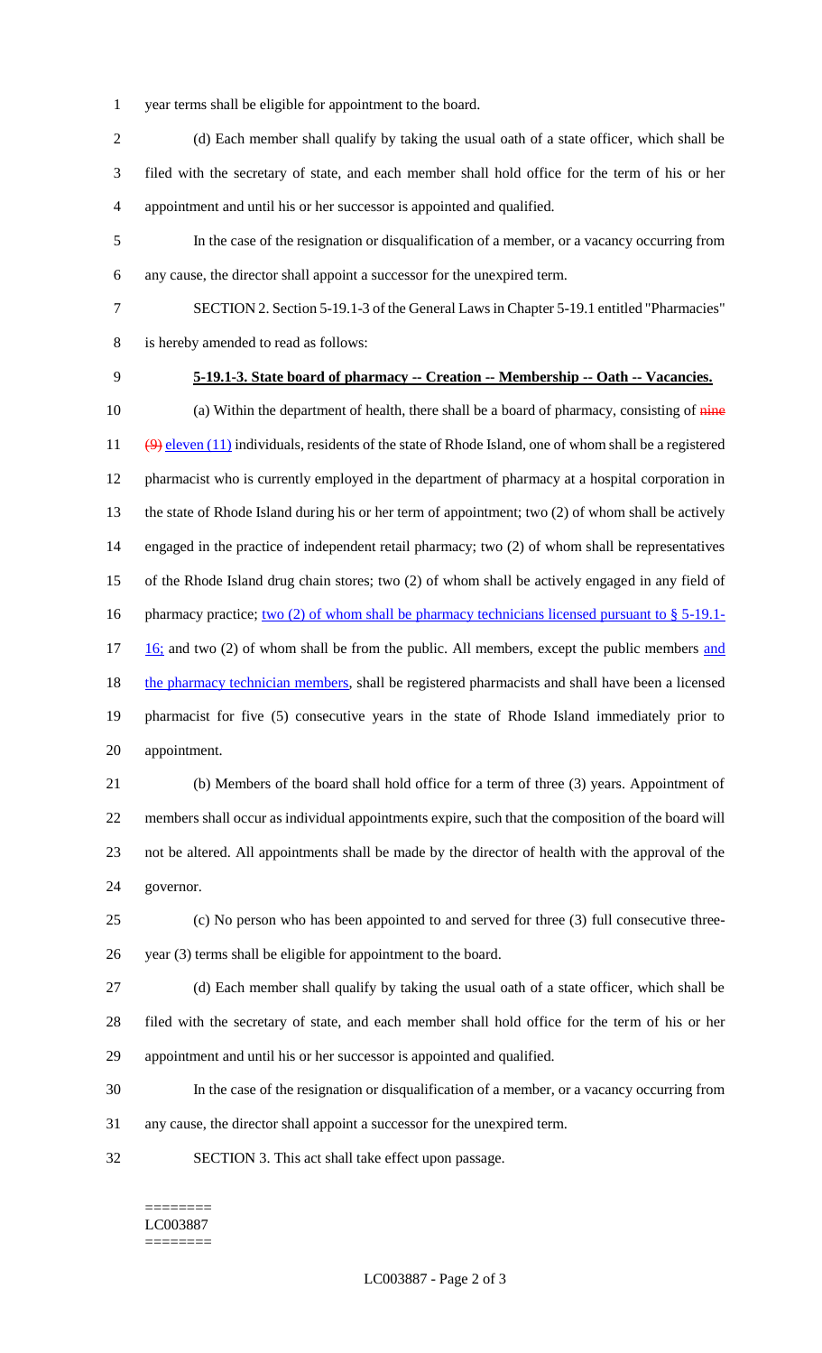year terms shall be eligible for appointment to the board.

(d) Each member shall qualify by taking the usual oath of a state officer, which shall be filed with the secretary of state, and each member shall hold office for the term of his or her appointment and until his or her successor is appointed and qualified.

In the case of the resignation or disqualification of a member, or a vacancy occurring from any cause, the director shall appoint a successor for the unexpired term.

SECTION 2. Section 5-19.1-3 of the General Laws in Chapter 5-19.1 entitled "Pharmacies" is hereby amended to read as follows:

**5-19.1-3. State board of pharmacy -- Creation -- Membership -- Oath -- Vacancies.**

(a) Within the department of health, there shall be a board of pharmacy, consisting of ~~nine (9)~~ eleven (11) individuals, residents of the state of Rhode Island, one of whom shall be a registered pharmacist who is currently employed in the department of pharmacy at a hospital corporation in the state of Rhode Island during his or her term of appointment; two (2) of whom shall be actively engaged in the practice of independent retail pharmacy; two (2) of whom shall be representatives of the Rhode Island drug chain stores; two (2) of whom shall be actively engaged in any field of pharmacy practice; two (2) of whom shall be pharmacy technicians licensed pursuant to § 5-19.1-16; and two (2) of whom shall be from the public. All members, except the public members and the pharmacy technician members, shall be registered pharmacists and shall have been a licensed pharmacist for five (5) consecutive years in the state of Rhode Island immediately prior to appointment.

(b) Members of the board shall hold office for a term of three (3) years. Appointment of members shall occur as individual appointments expire, such that the composition of the board will not be altered. All appointments shall be made by the director of health with the approval of the governor.

(c) No person who has been appointed to and served for three (3) full consecutive three-year (3) terms shall be eligible for appointment to the board.

(d) Each member shall qualify by taking the usual oath of a state officer, which shall be filed with the secretary of state, and each member shall hold office for the term of his or her appointment and until his or her successor is appointed and qualified.

In the case of the resignation or disqualification of a member, or a vacancy occurring from any cause, the director shall appoint a successor for the unexpired term.

SECTION 3. This act shall take effect upon passage.

========
LC003887
========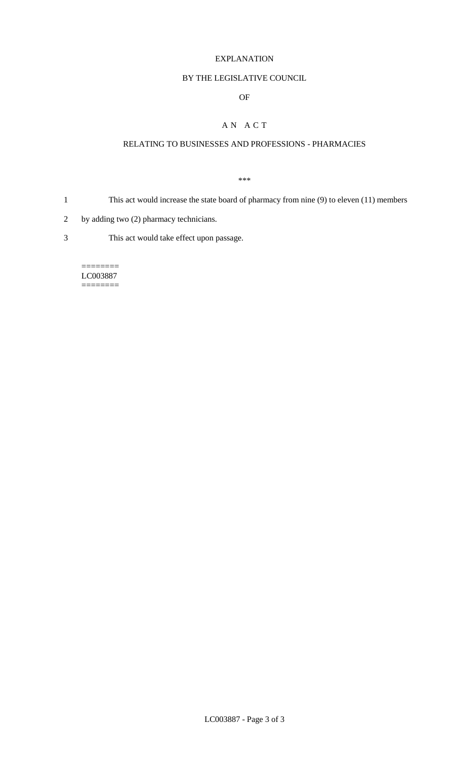EXPLANATION

BY THE LEGISLATIVE COUNCIL

OF

A N A C T

RELATING TO BUSINESSES AND PROFESSIONS - PHARMACIES

\*\*\*

1 This act would increase the state board of pharmacy from nine (9) to eleven (11) members

2 by adding two (2) pharmacy technicians.

3 This act would take effect upon passage.

========
LC003887
========